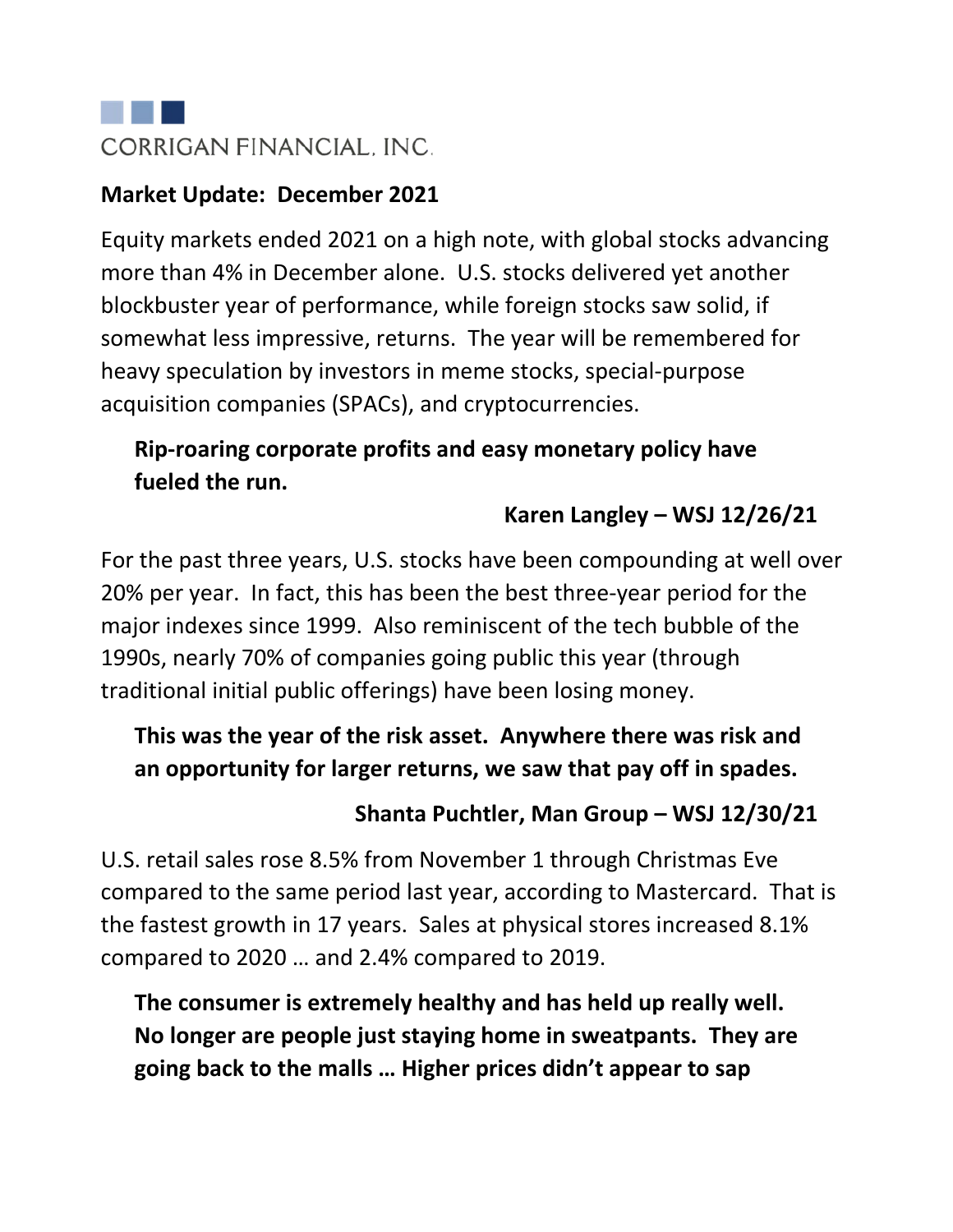CORRIGAN FINANCIAL, INC.

**Market Update: December 2021**

Equity markets ended 2021 on a high note, with global stocks advancing more than 4% in December alone. U.S. stocks delivered yet another blockbuster year of performance, while foreign stocks saw solid, if somewhat less impressive, returns. The year will be remembered for heavy speculation by investors in meme stocks, special-purpose acquisition companies (SPACs), and cryptocurrencies.

> **Rip-roaring corporate profits and easy monetary policy have fueled the run.**
>
> **Karen Langley – WSJ 12/26/21**

For the past three years, U.S. stocks have been compounding at well over 20% per year. In fact, this has been the best three-year period for the major indexes since 1999. Also reminiscent of the tech bubble of the 1990s, nearly 70% of companies going public this year (through traditional initial public offerings) have been losing money.

> **This was the year of the risk asset. Anywhere there was risk and an opportunity for larger returns, we saw that pay off in spades.**
>
> **Shanta Puchtler, Man Group – WSJ 12/30/21**

U.S. retail sales rose 8.5% from November 1 through Christmas Eve compared to the same period last year, according to Mastercard. That is the fastest growth in 17 years. Sales at physical stores increased 8.1% compared to 2020 … and 2.4% compared to 2019.

> **The consumer is extremely healthy and has held up really well. No longer are people just staying home in sweatpants. They are going back to the malls … Higher prices didn't appear to sap**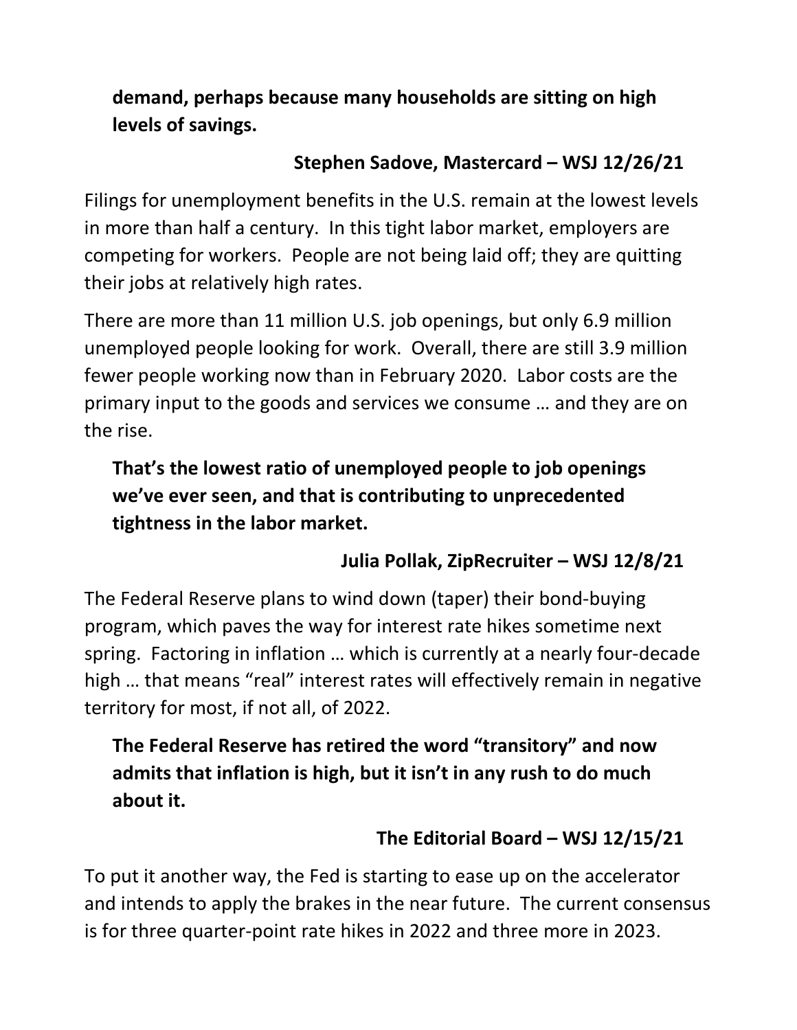**demand, perhaps because many households are sitting on high levels of savings.**

**Stephen Sadove, Mastercard – WSJ 12/26/21**

Filings for unemployment benefits in the U.S. remain at the lowest levels in more than half a century. In this tight labor market, employers are competing for workers. People are not being laid off; they are quitting their jobs at relatively high rates.

There are more than 11 million U.S. job openings, but only 6.9 million unemployed people looking for work. Overall, there are still 3.9 million fewer people working now than in February 2020. Labor costs are the primary input to the goods and services we consume … and they are on the rise.

**That's the lowest ratio of unemployed people to job openings we've ever seen, and that is contributing to unprecedented tightness in the labor market.**

**Julia Pollak, ZipRecruiter – WSJ 12/8/21**

The Federal Reserve plans to wind down (taper) their bond-buying program, which paves the way for interest rate hikes sometime next spring. Factoring in inflation … which is currently at a nearly four-decade high … that means "real" interest rates will effectively remain in negative territory for most, if not all, of 2022.

**The Federal Reserve has retired the word "transitory" and now admits that inflation is high, but it isn't in any rush to do much about it.**

**The Editorial Board – WSJ 12/15/21**

To put it another way, the Fed is starting to ease up on the accelerator and intends to apply the brakes in the near future. The current consensus is for three quarter-point rate hikes in 2022 and three more in 2023.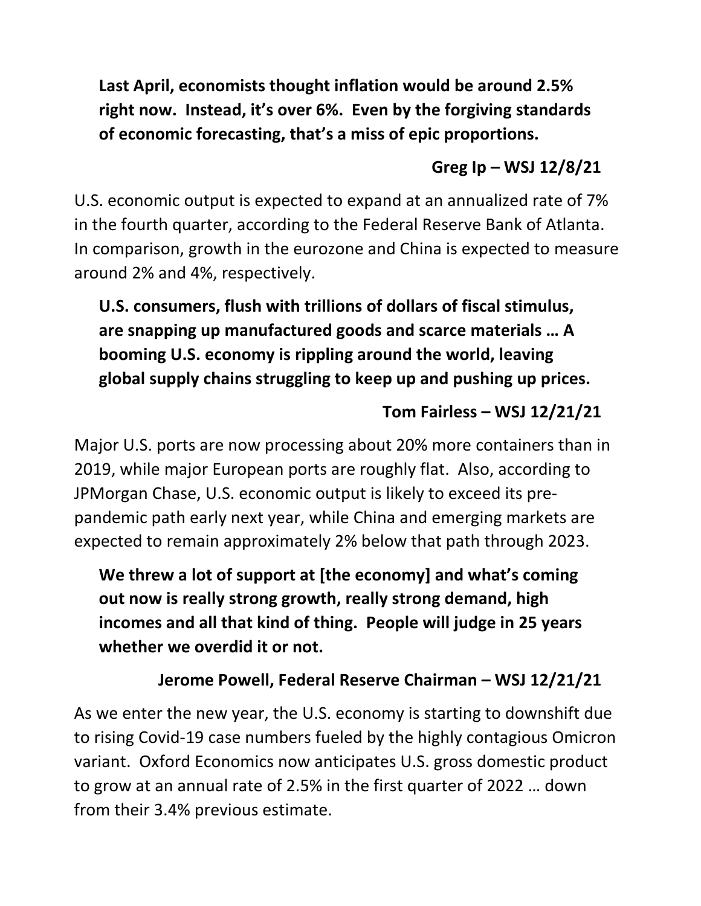> **Last April, economists thought inflation would be around 2.5% right now. Instead, it's over 6%. Even by the forgiving standards of economic forecasting, that's a miss of epic proportions.**
>
> **Greg Ip – WSJ 12/8/21**

U.S. economic output is expected to expand at an annualized rate of 7% in the fourth quarter, according to the Federal Reserve Bank of Atlanta. In comparison, growth in the eurozone and China is expected to measure around 2% and 4%, respectively.

> **U.S. consumers, flush with trillions of dollars of fiscal stimulus, are snapping up manufactured goods and scarce materials … A booming U.S. economy is rippling around the world, leaving global supply chains struggling to keep up and pushing up prices.**
>
> **Tom Fairless – WSJ 12/21/21**

Major U.S. ports are now processing about 20% more containers than in 2019, while major European ports are roughly flat. Also, according to JPMorgan Chase, U.S. economic output is likely to exceed its pre-pandemic path early next year, while China and emerging markets are expected to remain approximately 2% below that path through 2023.

> **We threw a lot of support at [the economy] and what's coming out now is really strong growth, really strong demand, high incomes and all that kind of thing. People will judge in 25 years whether we overdid it or not.**
>
> **Jerome Powell, Federal Reserve Chairman – WSJ 12/21/21**

As we enter the new year, the U.S. economy is starting to downshift due to rising Covid-19 case numbers fueled by the highly contagious Omicron variant. Oxford Economics now anticipates U.S. gross domestic product to grow at an annual rate of 2.5% in the first quarter of 2022 … down from their 3.4% previous estimate.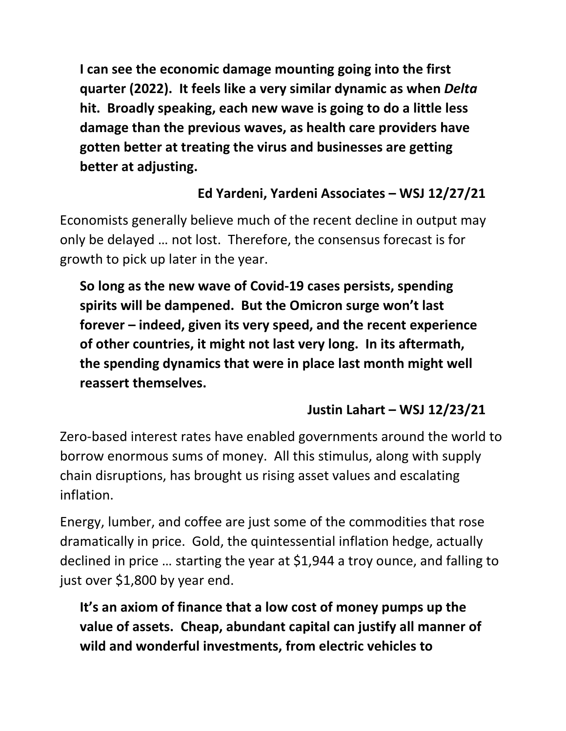**I can see the economic damage mounting going into the first quarter (2022). It feels like a very similar dynamic as when *Delta* hit. Broadly speaking, each new wave is going to do a little less damage than the previous waves, as health care providers have gotten better at treating the virus and businesses are getting better at adjusting.**

**Ed Yardeni, Yardeni Associates – WSJ 12/27/21**

Economists generally believe much of the recent decline in output may only be delayed … not lost. Therefore, the consensus forecast is for growth to pick up later in the year.

**So long as the new wave of Covid-19 cases persists, spending spirits will be dampened. But the Omicron surge won't last forever – indeed, given its very speed, and the recent experience of other countries, it might not last very long. In its aftermath, the spending dynamics that were in place last month might well reassert themselves.**

**Justin Lahart – WSJ 12/23/21**

Zero-based interest rates have enabled governments around the world to borrow enormous sums of money. All this stimulus, along with supply chain disruptions, has brought us rising asset values and escalating inflation.

Energy, lumber, and coffee are just some of the commodities that rose dramatically in price. Gold, the quintessential inflation hedge, actually declined in price … starting the year at $1,944 a troy ounce, and falling to just over $1,800 by year end.

**It's an axiom of finance that a low cost of money pumps up the value of assets. Cheap, abundant capital can justify all manner of wild and wonderful investments, from electric vehicles to**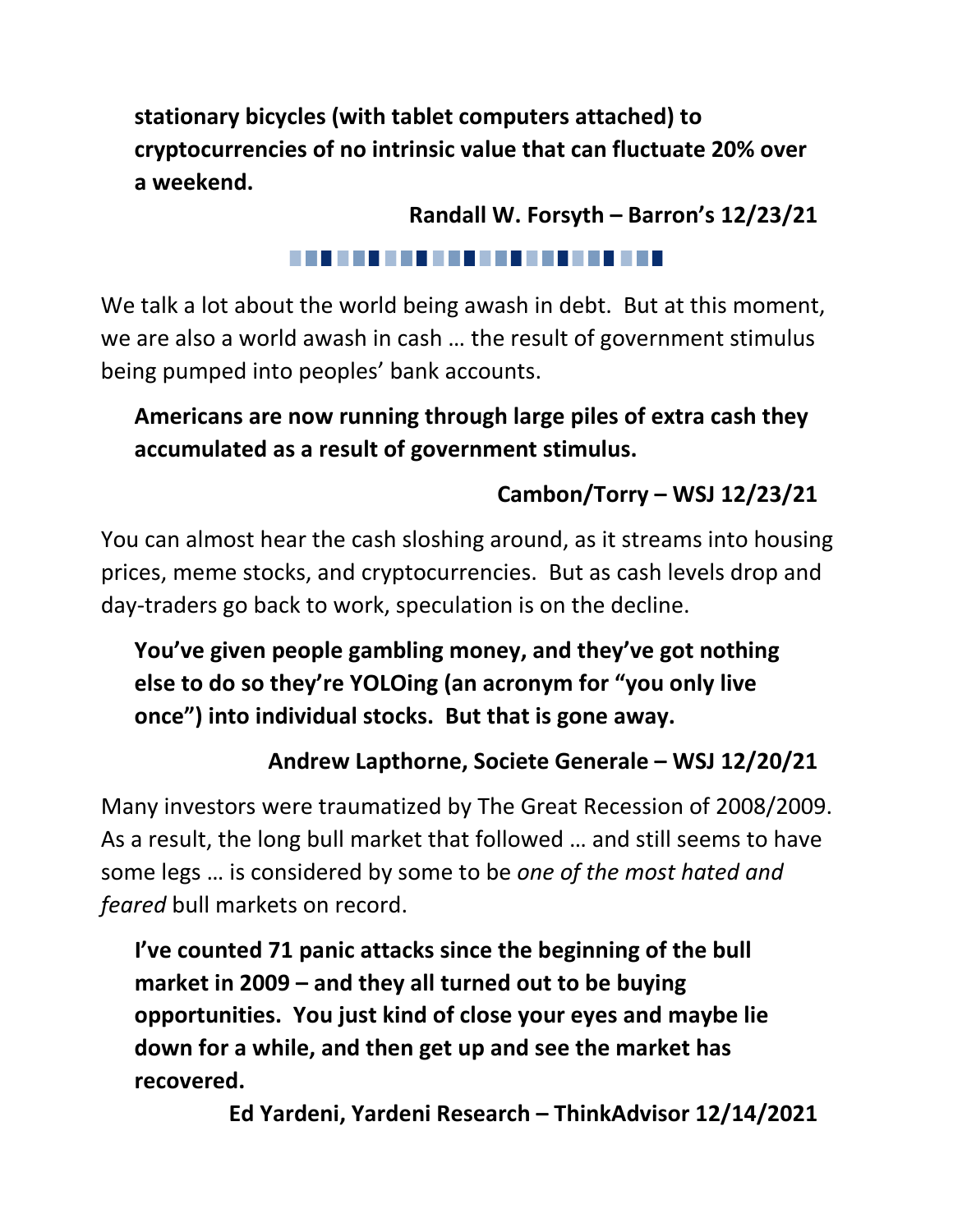**stationary bicycles (with tablet computers attached) to cryptocurrencies of no intrinsic value that can fluctuate 20% over a weekend.**

**Randall W. Forsyth – Barron's 12/23/21**

We talk a lot about the world being awash in debt. But at this moment, we are also a world awash in cash … the result of government stimulus being pumped into peoples' bank accounts.

**Americans are now running through large piles of extra cash they accumulated as a result of government stimulus.**

**Cambon/Torry – WSJ 12/23/21**

You can almost hear the cash sloshing around, as it streams into housing prices, meme stocks, and cryptocurrencies. But as cash levels drop and day-traders go back to work, speculation is on the decline.

**You've given people gambling money, and they've got nothing else to do so they're YOLOing (an acronym for "you only live once") into individual stocks. But that is gone away.**

**Andrew Lapthorne, Societe Generale – WSJ 12/20/21**

Many investors were traumatized by The Great Recession of 2008/2009. As a result, the long bull market that followed … and still seems to have some legs … is considered by some to be *one of the most hated and feared* bull markets on record.

**I've counted 71 panic attacks since the beginning of the bull market in 2009 – and they all turned out to be buying opportunities. You just kind of close your eyes and maybe lie down for a while, and then get up and see the market has recovered.**

**Ed Yardeni, Yardeni Research – ThinkAdvisor 12/14/2021**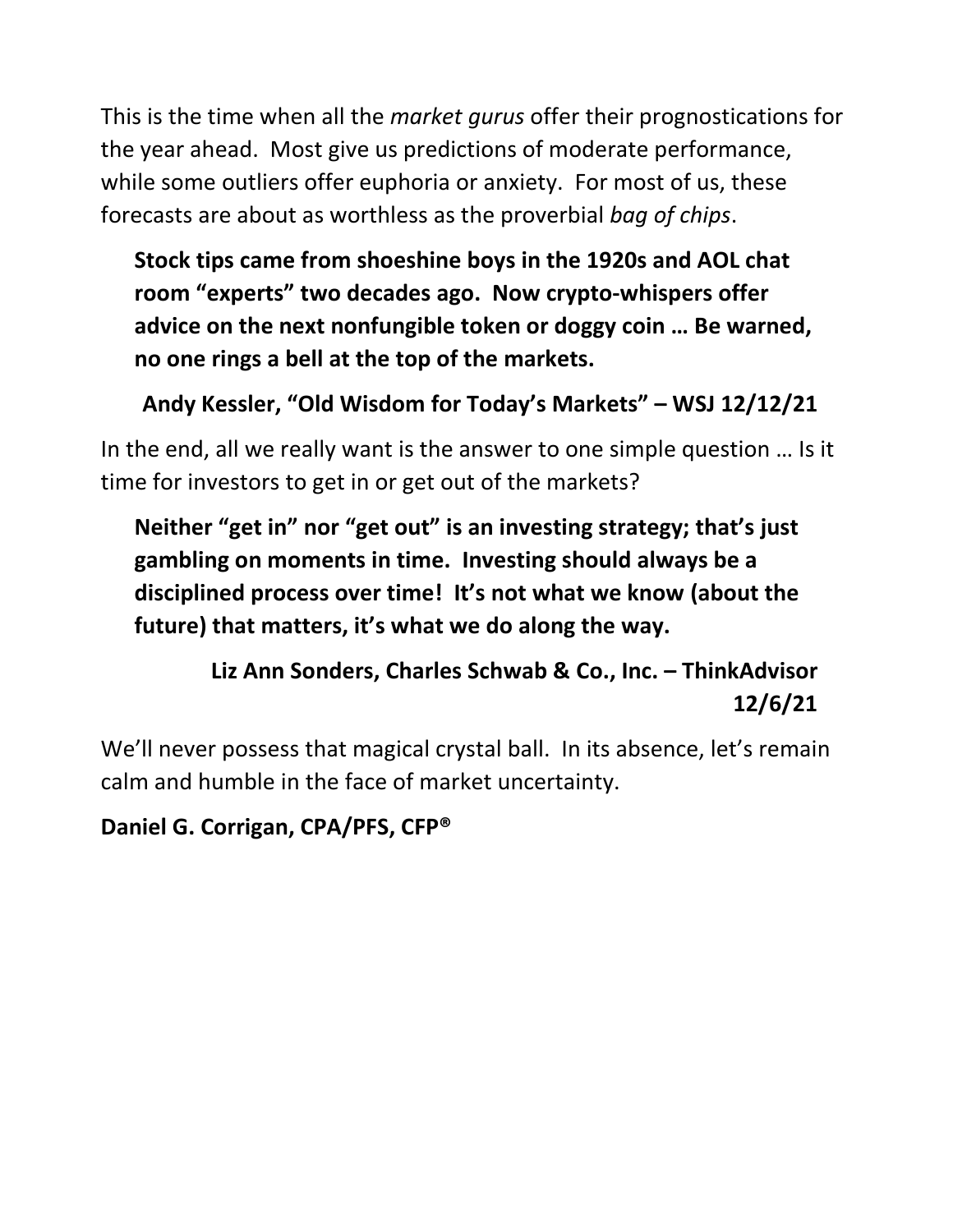This is the time when all the *market gurus* offer their prognostications for the year ahead. Most give us predictions of moderate performance, while some outliers offer euphoria or anxiety. For most of us, these forecasts are about as worthless as the proverbial *bag of chips*.

> **Stock tips came from shoeshine boys in the 1920s and AOL chat room "experts" two decades ago. Now crypto-whispers offer advice on the next nonfungible token or doggy coin … Be warned, no one rings a bell at the top of the markets.**
>
> **Andy Kessler, "Old Wisdom for Today's Markets" – WSJ 12/12/21**

In the end, all we really want is the answer to one simple question … Is it time for investors to get in or get out of the markets?

> **Neither "get in" nor "get out" is an investing strategy; that's just gambling on moments in time. Investing should always be a disciplined process over time! It's not what we know (about the future) that matters, it's what we do along the way.**
>
> **Liz Ann Sonders, Charles Schwab & Co., Inc. – ThinkAdvisor 12/6/21**

We'll never possess that magical crystal ball. In its absence, let's remain calm and humble in the face of market uncertainty.

**Daniel G. Corrigan, CPA/PFS, CFP®**